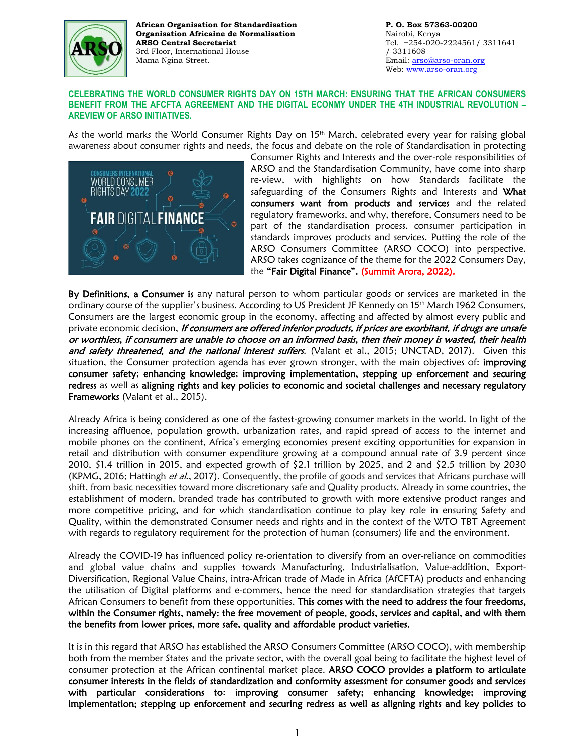African Organisation for Standardisation
Organisation Africaine de Normalisation
ARSO Central Secretariat
3rd Floor, International House
Mama Ngina Street.

P. O. Box 57363-00200
Nairobi, Kenya
Tel. +254-020-2224561/ 3311641 / 3311608
Email: arso@arso-oran.org
Web: www.arso-oran.org

## CELEBRATING THE WORLD CONSUMER RIGHTS DAY ON 15TH MARCH: ENSURING THAT THE AFRICAN CONSUMERS BENEFIT FROM THE AFCFTA AGREEMENT AND THE DIGITAL ECONMY UNDER THE 4TH INDUSTRIAL REVOLUTION – AREVIEW OF ARSO INITIATIVES.

As the world marks the World Consumer Rights Day on 15th March, celebrated every year for raising global awareness about consumer rights and needs, the focus and debate on the role of Standardisation in protecting Consumer Rights and Interests and the over-role responsibilities of ARSO and the Standardisation Community, have come into sharp re-view, with highlights on how Standards facilitate the safeguarding of the Consumers Rights and Interests and **What consumers want from products and services** and the related regulatory frameworks, and why, therefore, Consumers need to be part of the standardisation process. consumer participation in standards improves products and services. Putting the role of the ARSO Consumers Committee (ARSO COCO) into perspective. ARSO takes cognizance of the theme for the 2022 Consumers Day, the **"Fair Digital Finance"**. (Summit Arora, 2022).

**By Definitions, a Consumer is** any natural person to whom particular goods or services are marketed in the ordinary course of the supplier's business. According to US President JF Kennedy on 15th March 1962 Consumers, Consumers are the largest economic group in the economy, affecting and affected by almost every public and private economic decision, ***If consumers are offered inferior products, if prices are exorbitant, if drugs are unsafe or worthless, if consumers are unable to choose on an informed basis, then their money is wasted, their health and safety threatened, and the national interest suffers.*** (Valant et al., 2015; UNCTAD, 2017). Given this situation, the Consumer protection agenda has ever grown stronger, with the main objectives of: **improving consumer safety**; **enhancing knowledge**; **improving implementation, stepping up enforcement and securing redress** as well as **aligning rights and key policies to economic and societal challenges and necessary regulatory Frameworks** (Valant et al., 2015).

Already Africa is being considered as one of the fastest-growing consumer markets in the world. In light of the increasing affluence, population growth, urbanization rates, and rapid spread of access to the internet and mobile phones on the continent, Africa's emerging economies present exciting opportunities for expansion in retail and distribution with consumer expenditure growing at a compound annual rate of 3.9 percent since 2010, $1.4 trillion in 2015, and expected growth of $2.1 trillion by 2025, and 2 and $2.5 trillion by 2030 (KPMG, 2016; Hattingh *et al.*, 2017). Consequently, the profile of goods and services that Africans purchase will shift, from basic necessities toward more discretionary safe and Quality products. Already in some countries, the establishment of modern, branded trade has contributed to growth with more extensive product ranges and more competitive pricing, and for which standardisation continue to play key role in ensuring Safety and Quality, within the demonstrated Consumer needs and rights and in the context of the WTO TBT Agreement with regards to regulatory requirement for the protection of human (consumers) life and the environment.

Already the COVID-19 has influenced policy re-orientation to diversify from an over-reliance on commodities and global value chains and supplies towards Manufacturing, Industrialisation, Value-addition, Export-Diversification, Regional Value Chains, intra-African trade of Made in Africa (AfCFTA) products and enhancing the utilisation of Digital platforms and e-commers, hence the need for standardisation strategies that targets African Consumers to benefit from these opportunities. **This comes with the need to address the four freedoms, within the Consumer rights, namely: the free movement of people, goods, services and capital, and with them the benefits from lower prices, more safe, quality and affordable product varieties.**

It is in this regard that ARSO has established the ARSO Consumers Committee (ARSO COCO), with membership both from the member States and the private sector, with the overall goal being to facilitate the highest level of consumer protection at the African continental market place. **ARSO COCO provides a platform to articulate consumer interests in the fields of standardization and conformity assessment for consumer goods and services with particular considerations to: improving consumer safety; enhancing knowledge; improving implementation; stepping up enforcement and securing redress as well as aligning rights and key policies to**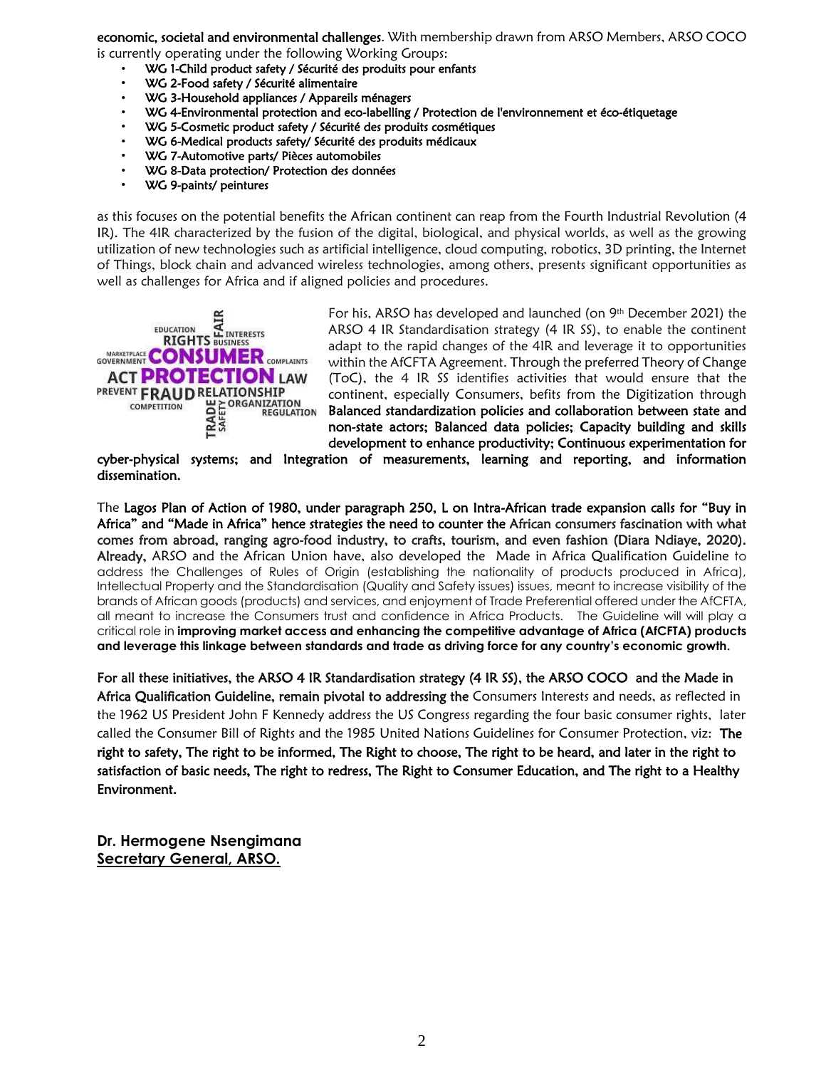**economic, societal and environmental challenges**. With membership drawn from ARSO Members, ARSO COCO is currently operating under the following Working Groups:

- **WG 1-Child product safety / Sécurité des produits pour enfants**
- **WG 2-Food safety / Sécurité alimentaire**
- **WG 3-Household appliances / Appareils ménagers**
- **WG 4-Environmental protection and eco-labelling / Protection de l'environnement et éco-étiquetage**
- **WG 5-Cosmetic product safety / Sécurité des produits cosmétiques**
- **WG 6-Medical products safety/ Sécurité des produits médicaux**
- **WG 7-Automotive parts/ Pièces automobiles**
- **WG 8-Data protection/ Protection des données**
- **WG 9-paints/ peintures**

as this focuses on the potential benefits the African continent can reap from the Fourth Industrial Revolution (4 IR). The 4IR characterized by the fusion of the digital, biological, and physical worlds, as well as the growing utilization of new technologies such as artificial intelligence, cloud computing, robotics, 3D printing, the Internet of Things, block chain and advanced wireless technologies, among others, presents significant opportunities as well as challenges for Africa and if aligned policies and procedures.

For his, ARSO has developed and launched (on 9th December 2021) the ARSO 4 IR Standardisation strategy (4 IR SS), to enable the continent adapt to the rapid changes of the 4IR and leverage it to opportunities within the AfCFTA Agreement. Through the preferred Theory of Change (ToC), the 4 IR SS identifies activities that would ensure that the continent, especially Consumers, befits from the Digitization through **Balanced standardization policies and collaboration between state and non-state actors; Balanced data policies; Capacity building and skills development to enhance productivity; Continuous experimentation for cyber-physical systems; and Integration of measurements, learning and reporting, and information dissemination.**

The **Lagos Plan of Action of 1980, under paragraph 250, L on Intra-African trade expansion calls for "Buy in Africa" and "Made in Africa" hence strategies the need to counter the** African consumers **fascination with what comes from abroad, ranging agro-food industry, to crafts, tourism, and even fashion (Diara Ndiaye, 2020). Already,** ARSO and the African Union have, also developed the Made in Africa Qualification Guideline to address the Challenges of Rules of Origin (establishing the nationality of products produced in Africa), Intellectual Property and the Standardisation (Quality and Safety issues) issues, meant to increase visibility of the brands of African goods (products) and services, and enjoyment of Trade Preferential offered under the AfCFTA, all meant to increase the Consumers trust and confidence in Africa Products. The Guideline will will play a critical role in **improving market access and enhancing the competitive advantage of Africa (AfCFTA) products and leverage this linkage between standards and trade as driving force for any country's economic growth.**

**For all these initiatives, the ARSO 4 IR Standardisation strategy (4 IR SS), the ARSO COCO and the Made in Africa Qualification Guideline, remain pivotal to addressing the** Consumers Interests and needs, as reflected in the 1962 US President John F Kennedy address the US Congress regarding the four basic consumer rights, later called the Consumer Bill of Rights and the 1985 United Nations Guidelines for Consumer Protection, viz: **The right to safety, The right to be informed, The Right to choose, The right to be heard, and later in the right to satisfaction of basic needs, The right to redress, The Right to Consumer Education, and The right to a Healthy Environment.**

**Dr. Hermogene Nsengimana**
**Secretary General, ARSO.**